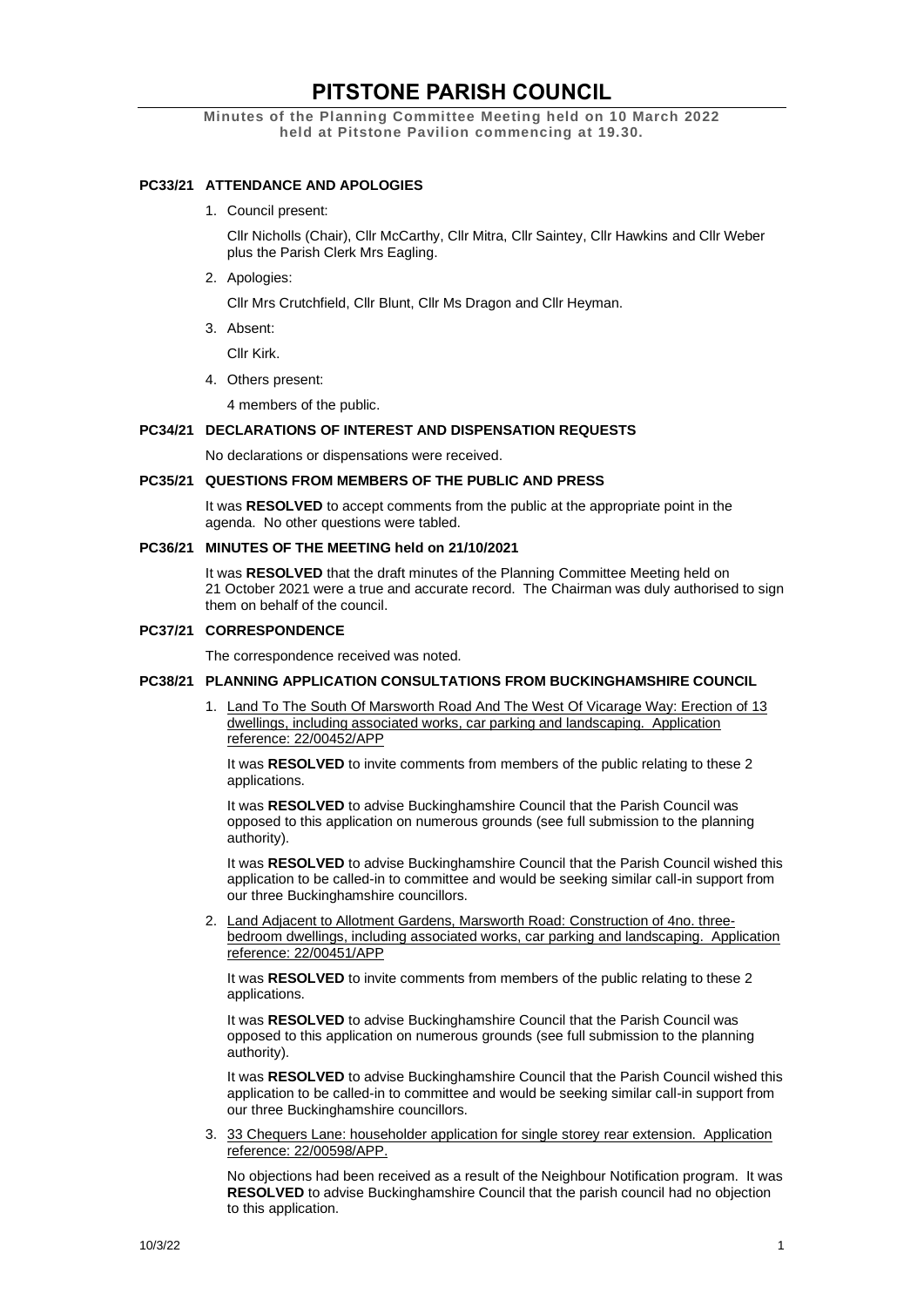# PITSTONE PARISH COUNCIL

**Minutes of the Planning Committee Meeting held on 10 March 2022 held at Pitstone Pavilion commencing at 19.30.**

## PC33/21 ATTENDANCE AND APOLOGIES

1. Council present:

   Cllr Nicholls (Chair), Cllr McCarthy, Cllr Mitra, Cllr Saintey, Cllr Hawkins and Cllr Weber plus the Parish Clerk Mrs Eagling.

2. Apologies:

   Cllr Mrs Crutchfield, Cllr Blunt, Cllr Ms Dragon and Cllr Heyman.

3. Absent:

   Cllr Kirk.

4. Others present:

   4 members of the public.

## PC34/21 DECLARATIONS OF INTEREST AND DISPENSATION REQUESTS

No declarations or dispensations were received.

## PC35/21 QUESTIONS FROM MEMBERS OF THE PUBLIC AND PRESS

It was **RESOLVED** to accept comments from the public at the appropriate point in the agenda. No other questions were tabled.

## PC36/21 MINUTES OF THE MEETING held on 21/10/2021

It was **RESOLVED** that the draft minutes of the Planning Committee Meeting held on 21 October 2021 were a true and accurate record. The Chairman was duly authorised to sign them on behalf of the council.

## PC37/21 CORRESPONDENCE

The correspondence received was noted.

## PC38/21 PLANNING APPLICATION CONSULTATIONS FROM BUCKINGHAMSHIRE COUNCIL

1. Land To The South Of Marsworth Road And The West Of Vicarage Way: Erection of 13 dwellings, including associated works, car parking and landscaping. Application reference: 22/00452/APP

   It was **RESOLVED** to invite comments from members of the public relating to these 2 applications.

   It was **RESOLVED** to advise Buckinghamshire Council that the Parish Council was opposed to this application on numerous grounds (see full submission to the planning authority).

   It was **RESOLVED** to advise Buckinghamshire Council that the Parish Council wished this application to be called-in to committee and would be seeking similar call-in support from our three Buckinghamshire councillors.

2. Land Adjacent to Allotment Gardens, Marsworth Road: Construction of 4no. three-bedroom dwellings, including associated works, car parking and landscaping. Application reference: 22/00451/APP

   It was **RESOLVED** to invite comments from members of the public relating to these 2 applications.

   It was **RESOLVED** to advise Buckinghamshire Council that the Parish Council was opposed to this application on numerous grounds (see full submission to the planning authority).

   It was **RESOLVED** to advise Buckinghamshire Council that the Parish Council wished this application to be called-in to committee and would be seeking similar call-in support from our three Buckinghamshire councillors.

3. 33 Chequers Lane: householder application for single storey rear extension. Application reference: 22/00598/APP.

   No objections had been received as a result of the Neighbour Notification program. It was **RESOLVED** to advise Buckinghamshire Council that the parish council had no objection to this application.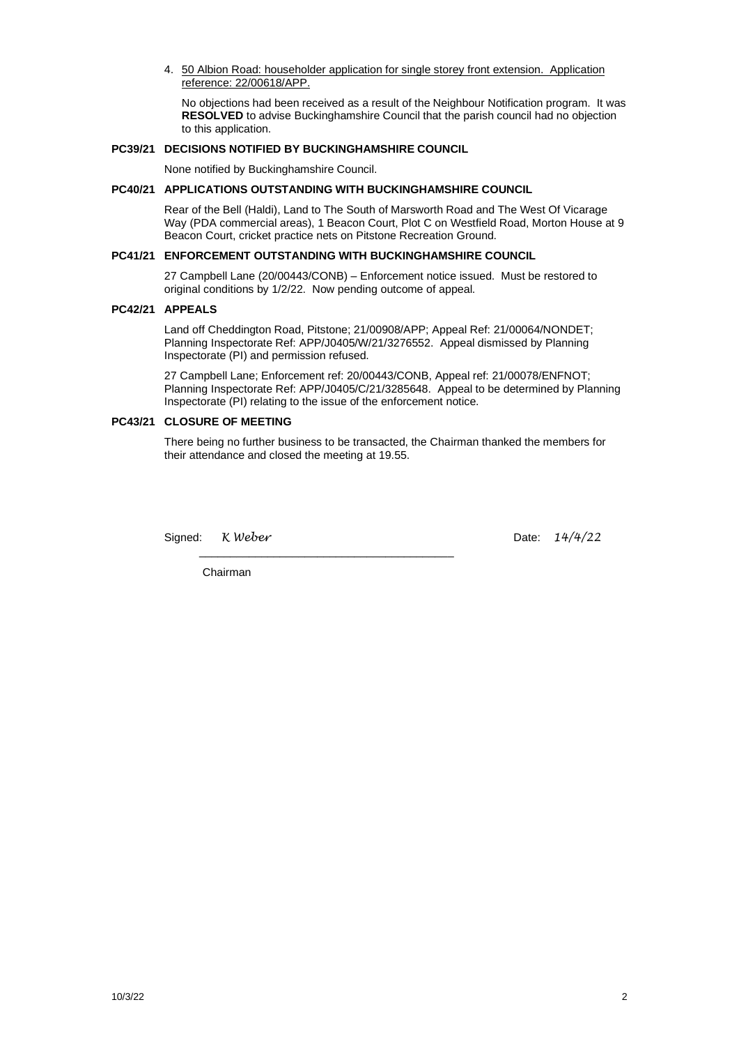4. <u>50 Albion Road: householder application for single storey front extension. Application reference: 22/00618/APP.</u>

   No objections had been received as a result of the Neighbour Notification program. It was **RESOLVED** to advise Buckinghamshire Council that the parish council had no objection to this application.

**PC39/21 DECISIONS NOTIFIED BY BUCKINGHAMSHIRE COUNCIL**

None notified by Buckinghamshire Council.

**PC40/21 APPLICATIONS OUTSTANDING WITH BUCKINGHAMSHIRE COUNCIL**

Rear of the Bell (Haldi), Land to The South of Marsworth Road and The West Of Vicarage Way (PDA commercial areas), 1 Beacon Court, Plot C on Westfield Road, Morton House at 9 Beacon Court, cricket practice nets on Pitstone Recreation Ground.

**PC41/21 ENFORCEMENT OUTSTANDING WITH BUCKINGHAMSHIRE COUNCIL**

27 Campbell Lane (20/00443/CONB) – Enforcement notice issued. Must be restored to original conditions by 1/2/22. Now pending outcome of appeal.

**PC42/21 APPEALS**

Land off Cheddington Road, Pitstone; 21/00908/APP; Appeal Ref: 21/00064/NONDET; Planning Inspectorate Ref: APP/J0405/W/21/3276552. Appeal dismissed by Planning Inspectorate (PI) and permission refused.

27 Campbell Lane; Enforcement ref: 20/00443/CONB, Appeal ref: 21/00078/ENFNOT; Planning Inspectorate Ref: APP/J0405/C/21/3285648. Appeal to be determined by Planning Inspectorate (PI) relating to the issue of the enforcement notice.

**PC43/21 CLOSURE OF MEETING**

There being no further business to be transacted, the Chairman thanked the members for their attendance and closed the meeting at 19.55.

Signed: *K Weber* Date: *14/4/22*

Chairman